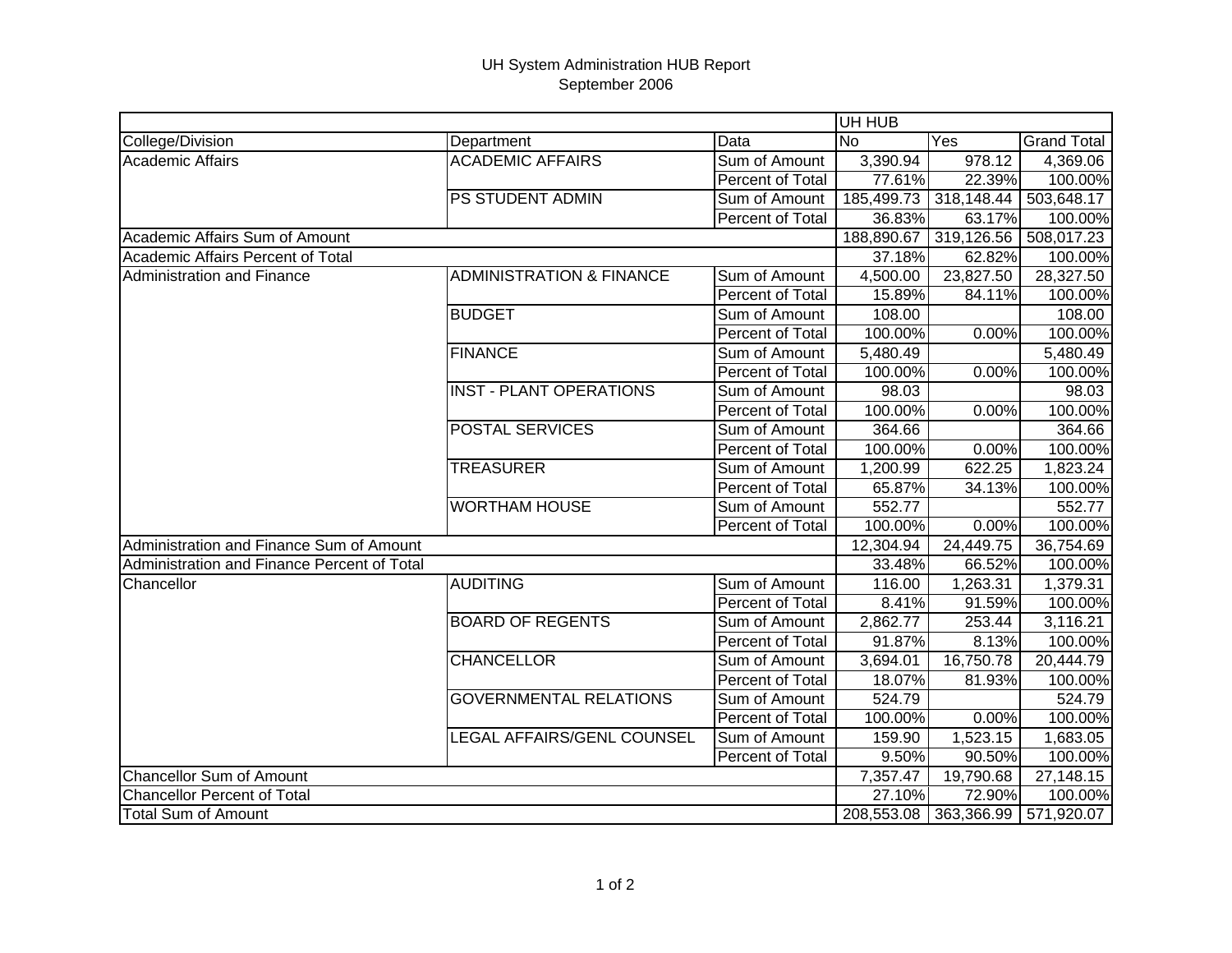# UH System Administration HUB Report

September 2006

| | | | UH HUB | | |
|---|---|---|---|---|---|
| College/Division | Department | Data | No | Yes | Grand Total |
| Academic Affairs | ACADEMIC AFFAIRS | Sum of Amount | 3,390.94 | 978.12 | 4,369.06 |
| | | Percent of Total | 77.61% | 22.39% | 100.00% |
| | PS STUDENT ADMIN | Sum of Amount | 185,499.73 | 318,148.44 | 503,648.17 |
| | | Percent of Total | 36.83% | 63.17% | 100.00% |
| Academic Affairs Sum of Amount | | | 188,890.67 | 319,126.56 | 508,017.23 |
| Academic Affairs Percent of Total | | | 37.18% | 62.82% | 100.00% |
| Administration and Finance | ADMINISTRATION & FINANCE | Sum of Amount | 4,500.00 | 23,827.50 | 28,327.50 |
| | | Percent of Total | 15.89% | 84.11% | 100.00% |
| | BUDGET | Sum of Amount | 108.00 | | 108.00 |
| | | Percent of Total | 100.00% | 0.00% | 100.00% |
| | FINANCE | Sum of Amount | 5,480.49 | | 5,480.49 |
| | | Percent of Total | 100.00% | 0.00% | 100.00% |
| | INST - PLANT OPERATIONS | Sum of Amount | 98.03 | | 98.03 |
| | | Percent of Total | 100.00% | 0.00% | 100.00% |
| | POSTAL SERVICES | Sum of Amount | 364.66 | | 364.66 |
| | | Percent of Total | 100.00% | 0.00% | 100.00% |
| | TREASURER | Sum of Amount | 1,200.99 | 622.25 | 1,823.24 |
| | | Percent of Total | 65.87% | 34.13% | 100.00% |
| | WORTHAM HOUSE | Sum of Amount | 552.77 | | 552.77 |
| | | Percent of Total | 100.00% | 0.00% | 100.00% |
| Administration and Finance Sum of Amount | | | 12,304.94 | 24,449.75 | 36,754.69 |
| Administration and Finance Percent of Total | | | 33.48% | 66.52% | 100.00% |
| Chancellor | AUDITING | Sum of Amount | 116.00 | 1,263.31 | 1,379.31 |
| | | Percent of Total | 8.41% | 91.59% | 100.00% |
| | BOARD OF REGENTS | Sum of Amount | 2,862.77 | 253.44 | 3,116.21 |
| | | Percent of Total | 91.87% | 8.13% | 100.00% |
| | CHANCELLOR | Sum of Amount | 3,694.01 | 16,750.78 | 20,444.79 |
| | | Percent of Total | 18.07% | 81.93% | 100.00% |
| | GOVERNMENTAL RELATIONS | Sum of Amount | 524.79 | | 524.79 |
| | | Percent of Total | 100.00% | 0.00% | 100.00% |
| | LEGAL AFFAIRS/GENL COUNSEL | Sum of Amount | 159.90 | 1,523.15 | 1,683.05 |
| | | Percent of Total | 9.50% | 90.50% | 100.00% |
| Chancellor Sum of Amount | | | 7,357.47 | 19,790.68 | 27,148.15 |
| Chancellor Percent of Total | | | 27.10% | 72.90% | 100.00% |
| Total Sum of Amount | | | 208,553.08 | 363,366.99 | 571,920.07 |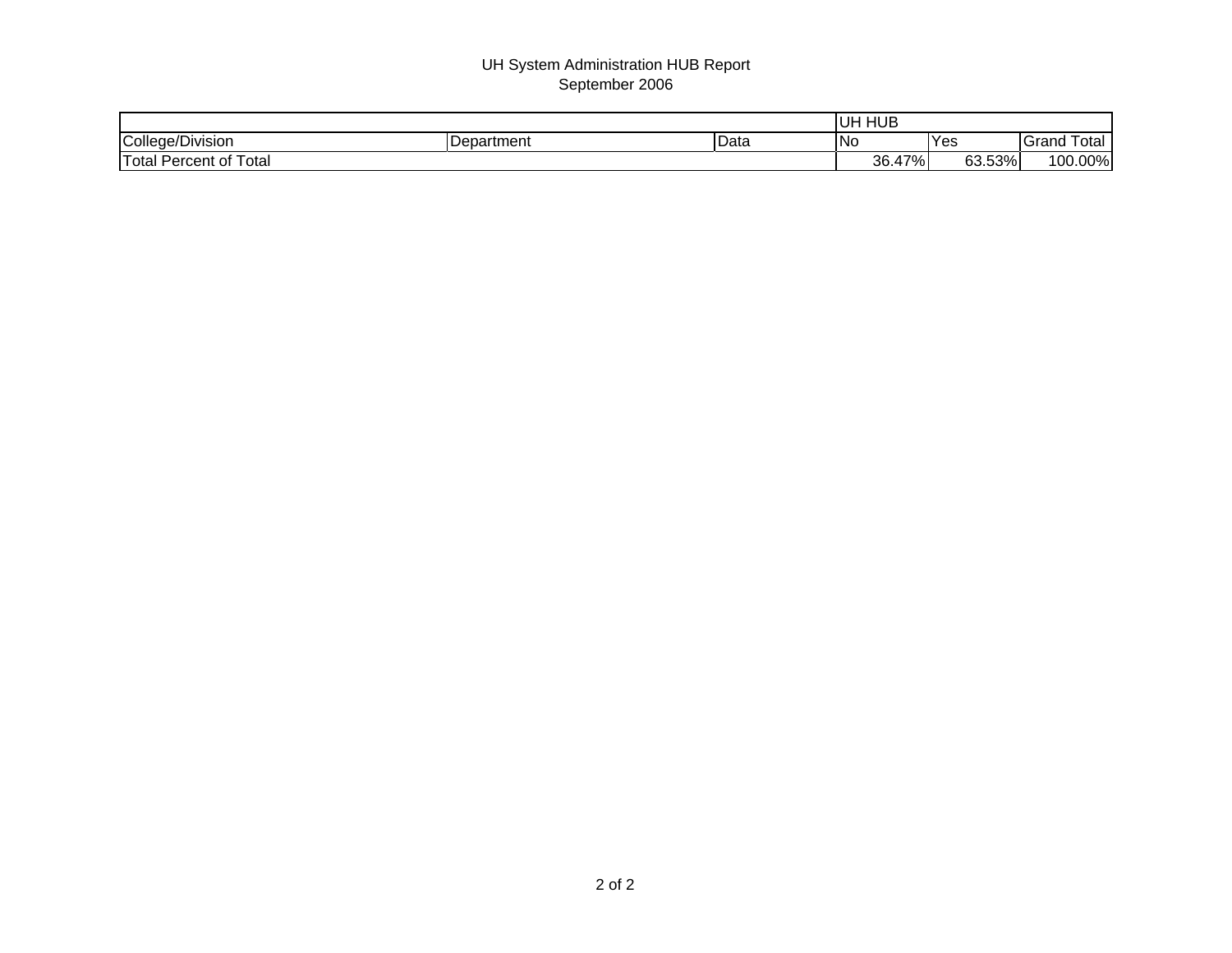UH System Administration HUB Report
September 2006

| | | | UH HUB | | |
|---|---|---|---|---|---|
| College/Division | Department | Data | No | Yes | Grand Total |
| Total Percent of Total | | | 36.47% | 63.53% | 100.00% |